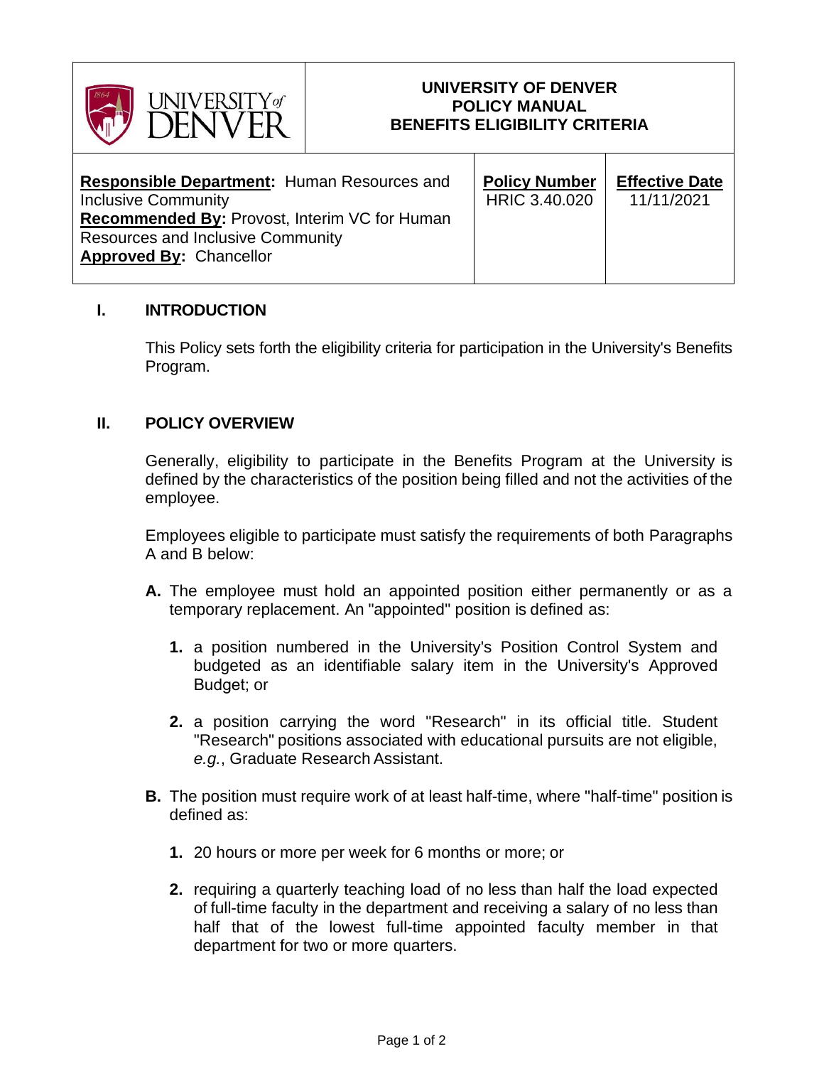| UNIVERSITY of DENVER | UNIVERSITY OF DENVER<br>POLICY MANUAL<br>BENEFITS ELIGIBILITY CRITERIA | |
|---|---|---|
| **Responsible Department:** Human Resources and Inclusive Community<br>**Recommended By:** Provost, Interim VC for Human Resources and Inclusive Community<br>**Approved By:** Chancellor | **Policy Number**<br>HRIC 3.40.020 | **Effective Date**<br>11/11/2021 |

## I. INTRODUCTION

This Policy sets forth the eligibility criteria for participation in the University's Benefits Program.

## II. POLICY OVERVIEW

Generally, eligibility to participate in the Benefits Program at the University is defined by the characteristics of the position being filled and not the activities of the employee.

Employees eligible to participate must satisfy the requirements of both Paragraphs A and B below:

**A.** The employee must hold an appointed position either permanently or as a temporary replacement. An "appointed" position is defined as:

1. a position numbered in the University's Position Control System and budgeted as an identifiable salary item in the University's Approved Budget; or

2. a position carrying the word "Research" in its official title. Student "Research" positions associated with educational pursuits are not eligible, *e.g.*, Graduate Research Assistant.

**B.** The position must require work of at least half-time, where "half-time" position is defined as:

1. 20 hours or more per week for 6 months or more; or

2. requiring a quarterly teaching load of no less than half the load expected of full-time faculty in the department and receiving a salary of no less than half that of the lowest full-time appointed faculty member in that department for two or more quarters.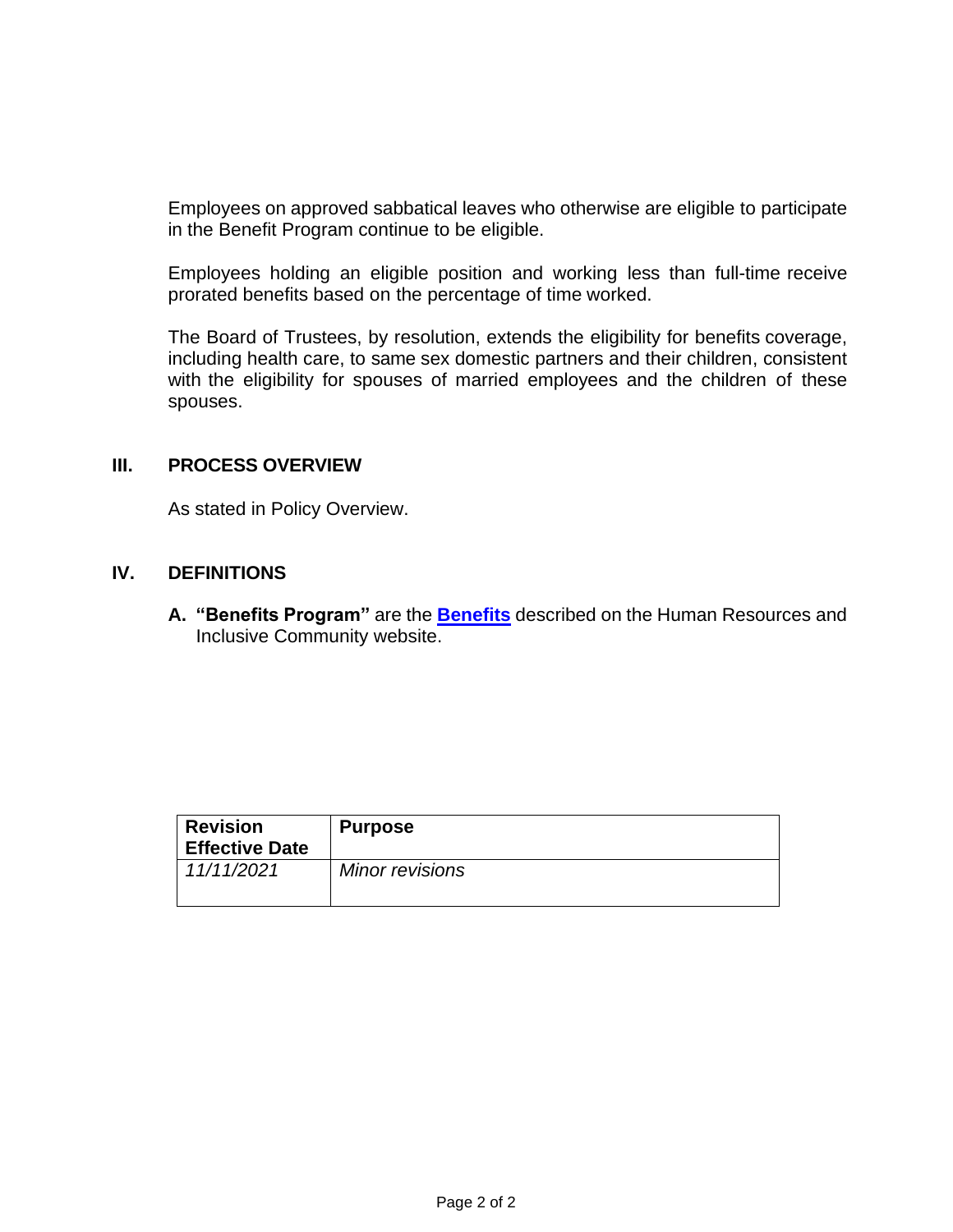Employees on approved sabbatical leaves who otherwise are eligible to participate in the Benefit Program continue to be eligible.

Employees holding an eligible position and working less than full-time receive prorated benefits based on the percentage of time worked.

The Board of Trustees, by resolution, extends the eligibility for benefits coverage, including health care, to same sex domestic partners and their children, consistent with the eligibility for spouses of married employees and the children of these spouses.

## III. PROCESS OVERVIEW

As stated in Policy Overview.

## IV. DEFINITIONS

A. **"Benefits Program"** are the **Benefits** described on the Human Resources and Inclusive Community website.

| **Revision Effective Date** | **Purpose** |
|---|---|
| *11/11/2021* | *Minor revisions* |